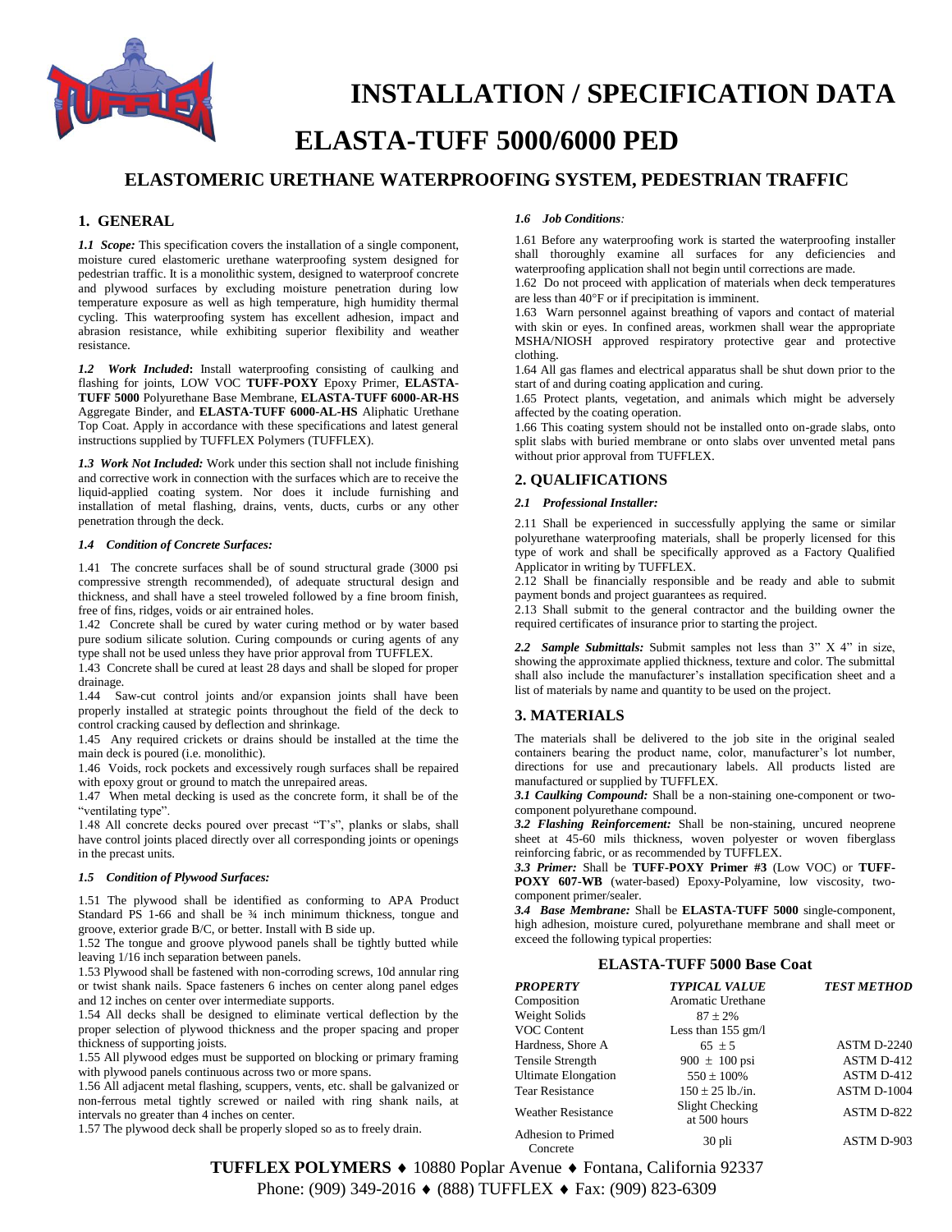# INSTALLATION / SPECIFICATION DATA

# ELASTA-TUFF 5000/6000 PED

## ELASTOMERIC URETHANE WATERPROOFING SYSTEM, PEDESTRIAN TRAFFIC

## 1. GENERAL

***1.1 Scope:*** This specification covers the installation of a single component, moisture cured elastomeric urethane waterproofing system designed for pedestrian traffic. It is a monolithic system, designed to waterproof concrete and plywood surfaces by excluding moisture penetration during low temperature exposure as well as high temperature, high humidity thermal cycling. This waterproofing system has excellent adhesion, impact and abrasion resistance, while exhibiting superior flexibility and weather resistance.

***1.2 Work Included*:** Install waterproofing consisting of caulking and flashing for joints, LOW VOC **TUFF-POXY** Epoxy Primer, **ELASTA-TUFF 5000** Polyurethane Base Membrane, **ELASTA-TUFF 6000-AR-HS** Aggregate Binder, and **ELASTA-TUFF 6000-AL-HS** Aliphatic Urethane Top Coat. Apply in accordance with these specifications and latest general instructions supplied by TUFFLEX Polymers (TUFFLEX).

***1.3 Work Not Included:*** Work under this section shall not include finishing and corrective work in connection with the surfaces which are to receive the liquid-applied coating system. Nor does it include furnishing and installation of metal flashing, drains, vents, ducts, curbs or any other penetration through the deck.

***1.4 Condition of Concrete Surfaces:***

1.41 The concrete surfaces shall be of sound structural grade (3000 psi compressive strength recommended), of adequate structural design and thickness, and shall have a steel troweled followed by a fine broom finish, free of fins, ridges, voids or air entrained holes.
1.42 Concrete shall be cured by water curing method or by water based pure sodium silicate solution. Curing compounds or curing agents of any type shall not be used unless they have prior approval from TUFFLEX.
1.43 Concrete shall be cured at least 28 days and shall be sloped for proper drainage.
1.44 Saw-cut control joints and/or expansion joints shall have been properly installed at strategic points throughout the field of the deck to control cracking caused by deflection and shrinkage.
1.45 Any required crickets or drains should be installed at the time the main deck is poured (i.e. monolithic).
1.46 Voids, rock pockets and excessively rough surfaces shall be repaired with epoxy grout or ground to match the unrepaired areas.
1.47 When metal decking is used as the concrete form, it shall be of the "ventilating type".
1.48 All concrete decks poured over precast "T's", planks or slabs, shall have control joints placed directly over all corresponding joints or openings in the precast units.

***1.5 Condition of Plywood Surfaces:***

1.51 The plywood shall be identified as conforming to APA Product Standard PS 1-66 and shall be ¾ inch minimum thickness, tongue and groove, exterior grade B/C, or better. Install with B side up.
1.52 The tongue and groove plywood panels shall be tightly butted while leaving 1/16 inch separation between panels.
1.53 Plywood shall be fastened with non-corroding screws, 10d annular ring or twist shank nails. Space fasteners 6 inches on center along panel edges and 12 inches on center over intermediate supports.
1.54 All decks shall be designed to eliminate vertical deflection by the proper selection of plywood thickness and the proper spacing and proper thickness of supporting joists.
1.55 All plywood edges must be supported on blocking or primary framing with plywood panels continuous across two or more spans.
1.56 All adjacent metal flashing, scuppers, vents, etc. shall be galvanized or non-ferrous metal tightly screwed or nailed with ring shank nails, at intervals no greater than 4 inches on center.
1.57 The plywood deck shall be properly sloped so as to freely drain.

***1.6 Job Conditions:***

1.61 Before any waterproofing work is started the waterproofing installer shall thoroughly examine all surfaces for any deficiencies and waterproofing application shall not begin until corrections are made.
1.62 Do not proceed with application of materials when deck temperatures are less than 40°F or if precipitation is imminent.
1.63 Warn personnel against breathing of vapors and contact of material with skin or eyes. In confined areas, workmen shall wear the appropriate MSHA/NIOSH approved respiratory protective gear and protective clothing.
1.64 All gas flames and electrical apparatus shall be shut down prior to the start of and during coating application and curing.
1.65 Protect plants, vegetation, and animals which might be adversely affected by the coating operation.
1.66 This coating system should not be installed onto on-grade slabs, onto split slabs with buried membrane or onto slabs over unvented metal pans without prior approval from TUFFLEX.

## 2. QUALIFICATIONS

***2.1 Professional Installer:***

2.11 Shall be experienced in successfully applying the same or similar polyurethane waterproofing materials, shall be properly licensed for this type of work and shall be specifically approved as a Factory Qualified Applicator in writing by TUFFLEX.
2.12 Shall be financially responsible and be ready and able to submit payment bonds and project guarantees as required.
2.13 Shall submit to the general contractor and the building owner the required certificates of insurance prior to starting the project.

***2.2 Sample Submittals:*** Submit samples not less than 3" X 4" in size, showing the approximate applied thickness, texture and color. The submittal shall also include the manufacturer's installation specification sheet and a list of materials by name and quantity to be used on the project.

## 3. MATERIALS

The materials shall be delivered to the job site in the original sealed containers bearing the product name, color, manufacturer's lot number, directions for use and precautionary labels. All products listed are manufactured or supplied by TUFFLEX.

***3.1 Caulking Compound:*** Shall be a non-staining one-component or two-component polyurethane compound.

***3.2 Flashing Reinforcement:*** Shall be non-staining, uncured neoprene sheet at 45-60 mils thickness, woven polyester or woven fiberglass reinforcing fabric, or as recommended by TUFFLEX.

***3.3 Primer:*** Shall be **TUFF-POXY Primer #3** (Low VOC) or **TUFF-POXY 607-WB** (water-based) Epoxy-Polyamine, low viscosity, two-component primer/sealer.

***3.4 Base Membrane:*** Shall be **ELASTA-TUFF 5000** single-component, high adhesion, moisture cured, polyurethane membrane and shall meet or exceed the following typical properties:

**ELASTA-TUFF 5000 Base Coat**

| *PROPERTY* | *TYPICAL VALUE* | *TEST METHOD* |
|---|---|---|
| Composition | Aromatic Urethane | |
| Weight Solids | 87 ± 2% | |
| VOC Content | Less than 155 gm/l | |
| Hardness, Shore A | 65 ± 5 | ASTM D-2240 |
| Tensile Strength | 900 ± 100 psi | ASTM D-412 |
| Ultimate Elongation | 550 ± 100% | ASTM D-412 |
| Tear Resistance | 150 ± 25 lb./in. | ASTM D-1004 |
| Weather Resistance | Slight Checking at 500 hours | ASTM D-822 |
| Adhesion to Primed Concrete | 30 pli | ASTM D-903 |

**TUFFLEX POLYMERS** ♦ 10880 Poplar Avenue ♦ Fontana, California 92337
Phone: (909) 349-2016 ♦ (888) TUFFLEX ♦ Fax: (909) 823-6309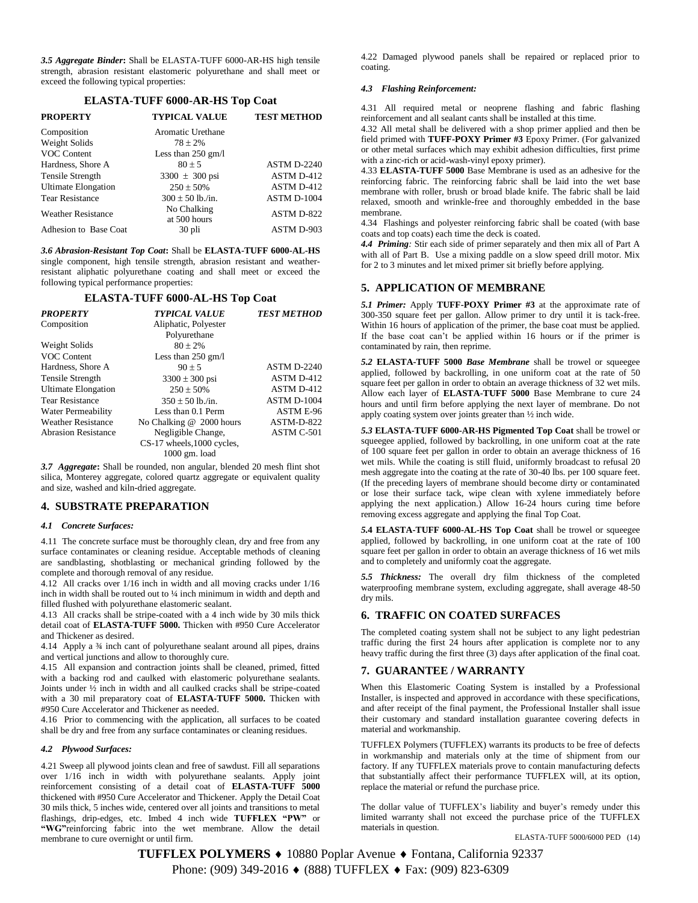***3.5 Aggregate Binder*:** Shall be ELASTA-TUFF 6000-AR-HS high tensile strength, abrasion resistant elastomeric polyurethane and shall meet or exceed the following typical properties:

### ELASTA-TUFF 6000-AR-HS Top Coat

| PROPERTY | TYPICAL VALUE | TEST METHOD |
|---|---|---|
| Composition | Aromatic Urethane | |
| Weight Solids | 78 ± 2% | |
| VOC Content | Less than 250 gm/l | |
| Hardness, Shore A | 80 ± 5 | ASTM D-2240 |
| Tensile Strength | 3300 ± 300 psi | ASTM D-412 |
| Ultimate Elongation | 250 ± 50% | ASTM D-412 |
| Tear Resistance | 300 ± 50 lb./in. | ASTM D-1004 |
| Weather Resistance | No Chalking at 500 hours | ASTM D-822 |
| Adhesion to Base Coat | 30 pli | ASTM D-903 |

***3.6 Abrasion-Resistant Top Coat*:** Shall be **ELASTA-TUFF 6000-AL-HS** single component, high tensile strength, abrasion resistant and weather-resistant aliphatic polyurethane coating and shall meet or exceed the following typical performance properties:

### ELASTA-TUFF 6000-AL-HS Top Coat

| *PROPERTY* | *TYPICAL VALUE* | *TEST METHOD* |
|---|---|---|
| Composition | Aliphatic, Polyester Polyurethane | |
| Weight Solids | 80 ± 2% | |
| VOC Content | Less than 250 gm/l | |
| Hardness, Shore A | 90 ± 5 | ASTM D-2240 |
| Tensile Strength | 3300 ± 300 psi | ASTM D-412 |
| Ultimate Elongation | 250 ± 50% | ASTM D-412 |
| Tear Resistance | 350 ± 50 lb./in. | ASTM D-1004 |
| Water Permeability | Less than 0.1 Perm | ASTM E-96 |
| Weather Resistance | No Chalking @ 2000 hours | ASTM-D-822 |
| Abrasion Resistance | Negligible Change, CS-17 wheels,1000 cycles, 1000 gm. load | ASTM C-501 |

***3.7 Aggregate*:** Shall be rounded, non angular, blended 20 mesh flint shot silica, Monterey aggregate, colored quartz aggregate or equivalent quality and size, washed and kiln-dried aggregate.

## 4. SUBSTRATE PREPARATION

#### *4.1 Concrete Surfaces:*

4.11 The concrete surface must be thoroughly clean, dry and free from any surface contaminates or cleaning residue. Acceptable methods of cleaning are sandblasting, shotblasting or mechanical grinding followed by the complete and thorough removal of any residue.

4.12 All cracks over 1/16 inch in width and all moving cracks under 1/16 inch in width shall be routed out to ¼ inch minimum in width and depth and filled flushed with polyurethane elastomeric sealant.

4.13 All cracks shall be stripe-coated with a 4 inch wide by 30 mils thick detail coat of **ELASTA-TUFF 5000.** Thicken with #950 Cure Accelerator and Thickener as desired.

4.14 Apply a ¾ inch cant of polyurethane sealant around all pipes, drains and vertical junctions and allow to thoroughly cure.

4.15 All expansion and contraction joints shall be cleaned, primed, fitted with a backing rod and caulked with elastomeric polyurethane sealants. Joints under ½ inch in width and all caulked cracks shall be stripe-coated with a 30 mil preparatory coat of **ELASTA-TUFF 5000.** Thicken with #950 Cure Accelerator and Thickener as needed.

4.16 Prior to commencing with the application, all surfaces to be coated shall be dry and free from any surface contaminates or cleaning residues.

#### *4.2 Plywood Surfaces:*

4.21 Sweep all plywood joints clean and free of sawdust. Fill all separations over 1/16 inch in width with polyurethane sealants. Apply joint reinforcement consisting of a detail coat of **ELASTA-TUFF 5000** thickened with #950 Cure Accelerator and Thickener. Apply the Detail Coat 30 mils thick, 5 inches wide, centered over all joints and transitions to metal flashings, drip-edges, etc. Imbed 4 inch wide **TUFFLEX "PW"** or **"WG"**reinforcing fabric into the wet membrane. Allow the detail membrane to cure overnight or until firm.

4.22 Damaged plywood panels shall be repaired or replaced prior to coating.

#### *4.3 Flashing Reinforcement:*

4.31 All required metal or neoprene flashing and fabric flashing reinforcement and all sealant cants shall be installed at this time.

4.32 All metal shall be delivered with a shop primer applied and then be field primed with **TUFF-POXY Primer #3** Epoxy Primer. (For galvanized or other metal surfaces which may exhibit adhesion difficulties, first prime with a zinc-rich or acid-wash-vinyl epoxy primer).

4.33 **ELASTA-TUFF 5000** Base Membrane is used as an adhesive for the reinforcing fabric. The reinforcing fabric shall be laid into the wet base membrane with roller, brush or broad blade knife. The fabric shall be laid relaxed, smooth and wrinkle-free and thoroughly embedded in the base membrane.

4.34 Flashings and polyester reinforcing fabric shall be coated (with base coats and top coats) each time the deck is coated.

***4.4 Priming**:* Stir each side of primer separately and then mix all of Part A with all of Part B. Use a mixing paddle on a slow speed drill motor. Mix for 2 to 3 minutes and let mixed primer sit briefly before applying.

## 5. APPLICATION OF MEMBRANE

***5.1 Primer:*** Apply **TUFF-POXY Primer #3** at the approximate rate of 300-350 square feet per gallon. Allow primer to dry until it is tack-free. Within 16 hours of application of the primer, the base coat must be applied. If the base coat can't be applied within 16 hours or if the primer is contaminated by rain, then reprime.

***5.2* ELASTA-TUFF 5000 *Base Membrane*** shall be trowel or squeegee applied, followed by backrolling, in one uniform coat at the rate of 50 square feet per gallon in order to obtain an average thickness of 32 wet mils. Allow each layer of **ELASTA-TUFF 5000** Base Membrane to cure 24 hours and until firm before applying the next layer of membrane. Do not apply coating system over joints greater than ½ inch wide.

***5.3* ELASTA-TUFF 6000-AR-HS Pigmented Top Coat** shall be trowel or squeegee applied, followed by backrolling, in one uniform coat at the rate of 100 square feet per gallon in order to obtain an average thickness of 16 wet mils. While the coating is still fluid, uniformly broadcast to refusal 20 mesh aggregate into the coating at the rate of 30-40 lbs. per 100 square feet. (If the preceding layers of membrane should become dirty or contaminated or lose their surface tack, wipe clean with xylene immediately before applying the next application.) Allow 16-24 hours curing time before removing excess aggregate and applying the final Top Coat.

***5.4* ELASTA-TUFF 6000-AL-HS Top Coat** shall be trowel or squeegee applied, followed by backrolling, in one uniform coat at the rate of 100 square feet per gallon in order to obtain an average thickness of 16 wet mils and to completely and uniformly coat the aggregate.

***5.5 Thickness:*** The overall dry film thickness of the completed waterproofing membrane system, excluding aggregate, shall average 48-50 dry mils.

## 6. TRAFFIC ON COATED SURFACES

The completed coating system shall not be subject to any light pedestrian traffic during the first 24 hours after application is complete nor to any heavy traffic during the first three (3) days after application of the final coat.

## 7. GUARANTEE / WARRANTY

When this Elastomeric Coating System is installed by a Professional Installer, is inspected and approved in accordance with these specifications, and after receipt of the final payment, the Professional Installer shall issue their customary and standard installation guarantee covering defects in material and workmanship.

TUFFLEX Polymers (TUFFLEX) warrants its products to be free of defects in workmanship and materials only at the time of shipment from our factory. If any TUFFLEX materials prove to contain manufacturing defects that substantially affect their performance TUFFLEX will, at its option, replace the material or refund the purchase price.

The dollar value of TUFFLEX's liability and buyer's remedy under this limited warranty shall not exceed the purchase price of the TUFFLEX materials in question.

ELASTA-TUFF 5000/6000 PED (14)

**TUFFLEX POLYMERS** ♦ 10880 Poplar Avenue ♦ Fontana, California 92337
Phone: (909) 349-2016 ♦ (888) TUFFLEX ♦ Fax: (909) 823-6309